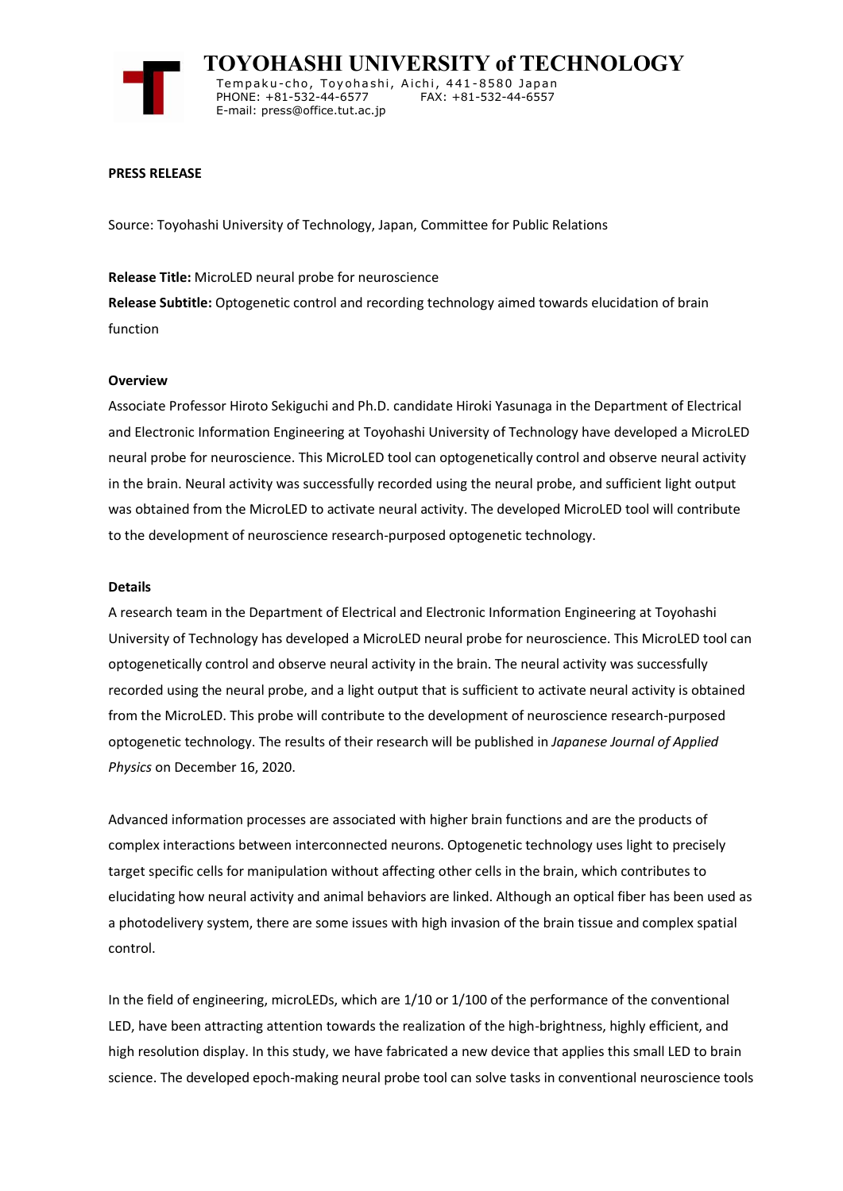# TOYOHASHI UNIVERSITY of TECHNOLOGY

Tempaku-cho, Toyohashi, Aichi, 441-8580 Japan
PHONE: +81-532-44-6577 FAX: +81-532-44-6557
E-mail: press@office.tut.ac.jp

**PRESS RELEASE**

Source: Toyohashi University of Technology, Japan, Committee for Public Relations

**Release Title:** MicroLED neural probe for neuroscience

**Release Subtitle:** Optogenetic control and recording technology aimed towards elucidation of brain function

**Overview**

Associate Professor Hiroto Sekiguchi and Ph.D. candidate Hiroki Yasunaga in the Department of Electrical and Electronic Information Engineering at Toyohashi University of Technology have developed a MicroLED neural probe for neuroscience. This MicroLED tool can optogenetically control and observe neural activity in the brain. Neural activity was successfully recorded using the neural probe, and sufficient light output was obtained from the MicroLED to activate neural activity. The developed MicroLED tool will contribute to the development of neuroscience research-purposed optogenetic technology.

**Details**

A research team in the Department of Electrical and Electronic Information Engineering at Toyohashi University of Technology has developed a MicroLED neural probe for neuroscience. This MicroLED tool can optogenetically control and observe neural activity in the brain. The neural activity was successfully recorded using the neural probe, and a light output that is sufficient to activate neural activity is obtained from the MicroLED. This probe will contribute to the development of neuroscience research-purposed optogenetic technology. The results of their research will be published in *Japanese Journal of Applied Physics* on December 16, 2020.

Advanced information processes are associated with higher brain functions and are the products of complex interactions between interconnected neurons. Optogenetic technology uses light to precisely target specific cells for manipulation without affecting other cells in the brain, which contributes to elucidating how neural activity and animal behaviors are linked. Although an optical fiber has been used as a photodelivery system, there are some issues with high invasion of the brain tissue and complex spatial control.

In the field of engineering, microLEDs, which are 1/10 or 1/100 of the performance of the conventional LED, have been attracting attention towards the realization of the high-brightness, highly efficient, and high resolution display. In this study, we have fabricated a new device that applies this small LED to brain science. The developed epoch-making neural probe tool can solve tasks in conventional neuroscience tools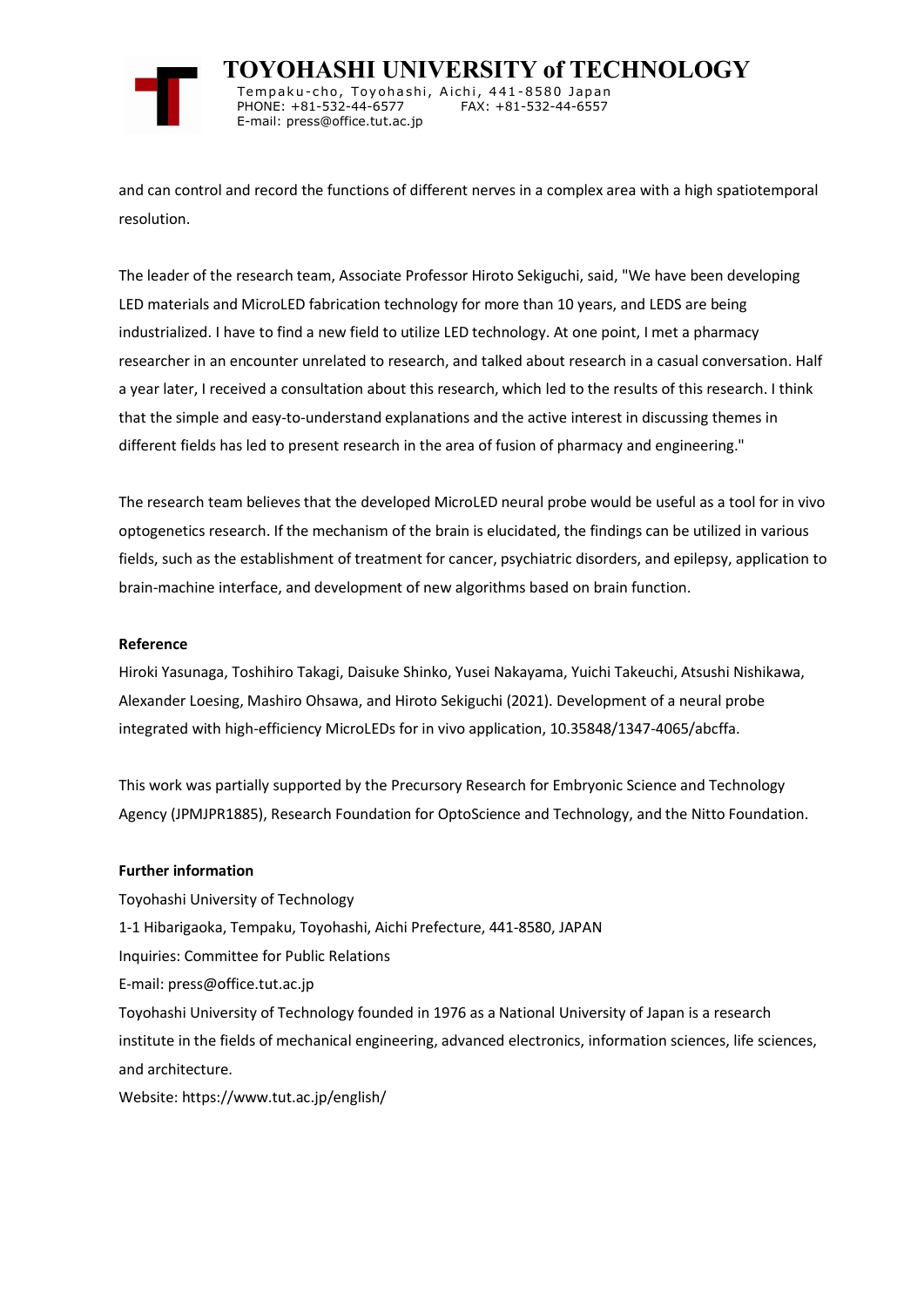and can control and record the functions of different nerves in a complex area with a high spatiotemporal resolution.

The leader of the research team, Associate Professor Hiroto Sekiguchi, said, "We have been developing LED materials and MicroLED fabrication technology for more than 10 years, and LEDS are being industrialized. I have to find a new field to utilize LED technology. At one point, I met a pharmacy researcher in an encounter unrelated to research, and talked about research in a casual conversation. Half a year later, I received a consultation about this research, which led to the results of this research. I think that the simple and easy-to-understand explanations and the active interest in discussing themes in different fields has led to present research in the area of fusion of pharmacy and engineering."

The research team believes that the developed MicroLED neural probe would be useful as a tool for in vivo optogenetics research. If the mechanism of the brain is elucidated, the findings can be utilized in various fields, such as the establishment of treatment for cancer, psychiatric disorders, and epilepsy, application to brain-machine interface, and development of new algorithms based on brain function.

**Reference**

Hiroki Yasunaga, Toshihiro Takagi, Daisuke Shinko, Yusei Nakayama, Yuichi Takeuchi, Atsushi Nishikawa, Alexander Loesing, Mashiro Ohsawa, and Hiroto Sekiguchi (2021). Development of a neural probe integrated with high-efficiency MicroLEDs for in vivo application, 10.35848/1347-4065/abcffa.

This work was partially supported by the Precursory Research for Embryonic Science and Technology Agency (JPMJPR1885), Research Foundation for OptoScience and Technology, and the Nitto Foundation.

**Further information**

Toyohashi University of Technology

1-1 Hibarigaoka, Tempaku, Toyohashi, Aichi Prefecture, 441-8580, JAPAN

Inquiries: Committee for Public Relations

E-mail: press@office.tut.ac.jp

Toyohashi University of Technology founded in 1976 as a National University of Japan is a research institute in the fields of mechanical engineering, advanced electronics, information sciences, life sciences, and architecture.

Website: https://www.tut.ac.jp/english/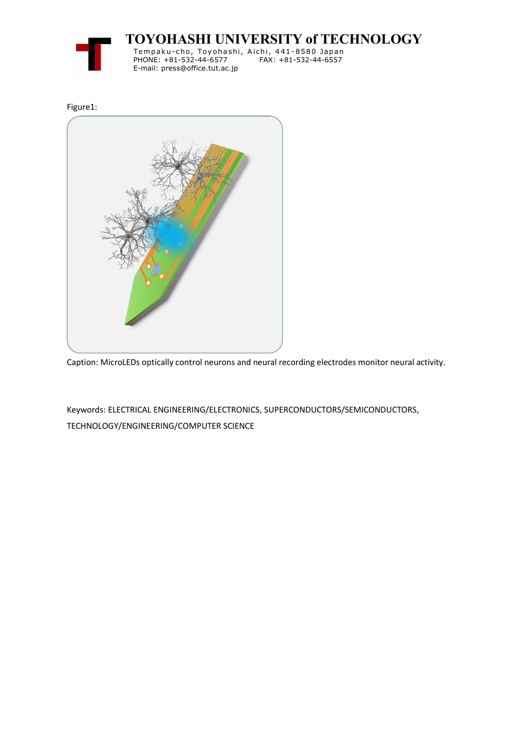Figure1:

Caption: MicroLEDs optically control neurons and neural recording electrodes monitor neural activity.

Keywords: ELECTRICAL ENGINEERING/ELECTRONICS, SUPERCONDUCTORS/SEMICONDUCTORS, TECHNOLOGY/ENGINEERING/COMPUTER SCIENCE